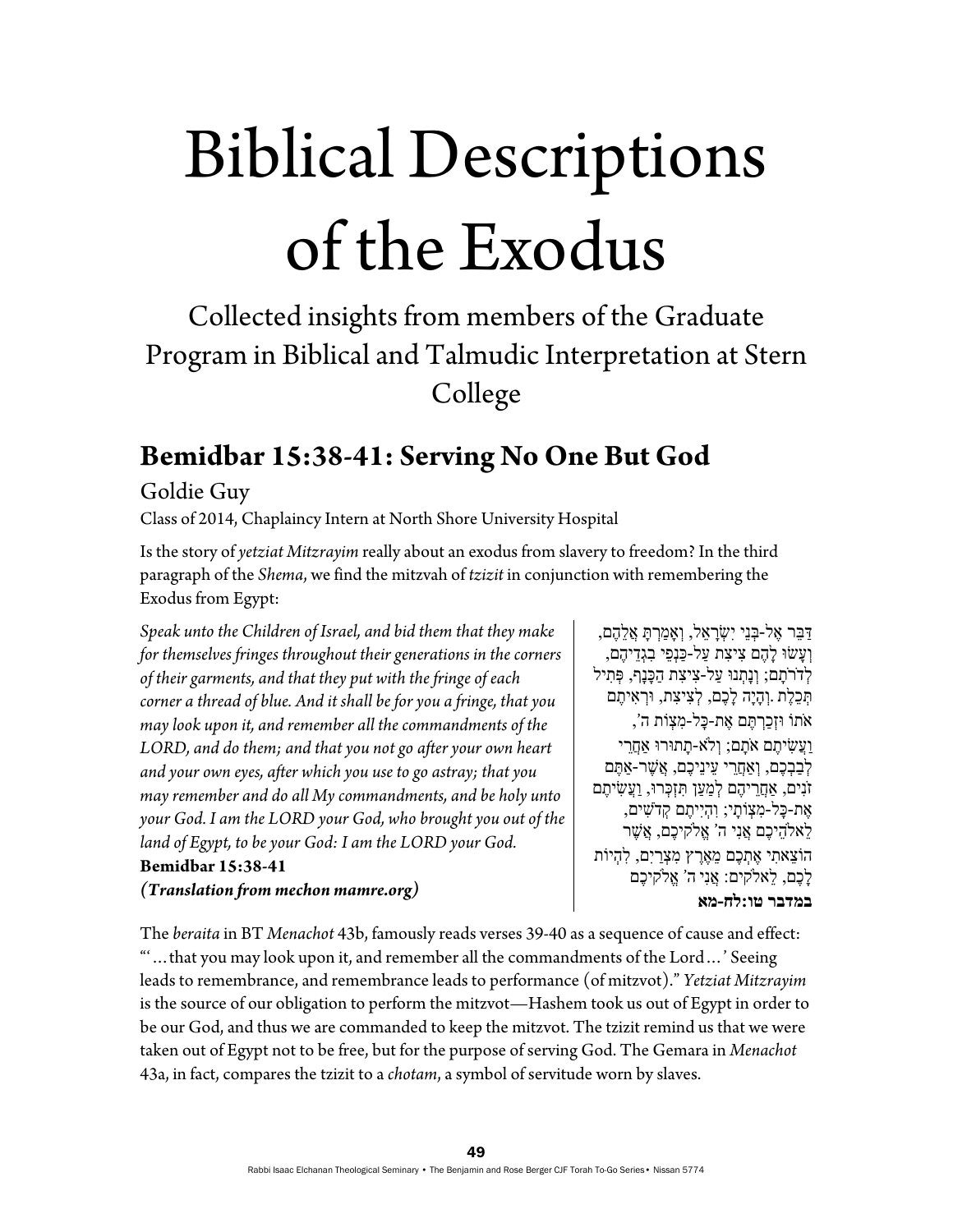# Biblical Descriptions of the Exodus

## Collected insights from members of the Graduate Program in Biblical and Talmudic Interpretation at Stern College

## Bemidbar 15:38-41: Serving No One But God

Goldie Guy

Class of 2014, Chaplaincy Intern at North Shore University Hospital

Is the story of *yetziat Mitzrayim* really about an exodus from slavery to freedom? In the third paragraph of the *Shema*, we find the mitzvah of *tzizit* in conjunction with remembering the Exodus from Egypt:

*Speak unto the Children of Israel, and bid them that they make for themselves fringes throughout their generations in the corners of their garments, and that they put with the fringe of each corner a thread of blue. And it shall be for you a fringe, that you may look upon it, and remember all the commandments of the LORD, and do them; and that you not go after your own heart and your own eyes, after which you use to go astray; that you may remember and do all My commandments, and be holy unto your God. I am the LORD your God, who brought you out of the land of Egypt, to be your God: I am the LORD your God.*
**Bemidbar 15:38-41**
***(Translation from mechon mamre.org)***

דַּבֵּר אֶל-בְּנֵי יִשְׂרָאֵל, וְאָמַרְתָּ אֲלֵהֶם, וְעָשׂוּ לָהֶם צִיצִת עַל-כַּנְפֵי בִגְדֵיהֶם, לְדֹרֹתָם; וְנָתְנוּ עַל-צִיצִת הַכָּנָף, פְּתִיל תְּכֵלֶת. וְהָיָה לָכֶם, לְצִיצִת, וּרְאִיתֶם אֹתוֹ וּזְכַרְתֶּם אֶת-כָּל-מִצְוֹת ה', וַעֲשִׂיתֶם אֹתָם; וְלֹא-תָתוּרוּ אַחֲרֵי לְבַבְכֶם, וְאַחֲרֵי עֵינֵיכֶם, אֲשֶׁר-אַתֶּם זֹנִים, אַחֲרֵיהֶם לְמַעַן תִּזְכְּרוּ, וַעֲשִׂיתֶם אֶת-כָּל-מִצְוֹתָי; וִהְיִיתֶם קְדֹשִׁים, לֵאלֹהֵיכֶם אֲנִי ה' אֱלֹקֵיכֶם, אֲשֶׁר הוֹצֵאתִי אֶתְכֶם מֵאֶרֶץ מִצְרַיִם, לִהְיוֹת לָכֶם, לֵאלֹקִים: אֲנִי ה' אֱלֹקֵיכֶם
**במדבר טו:לח-מא**

The *beraita* in BT *Menachot* 43b, famously reads verses 39-40 as a sequence of cause and effect: "'…that you may look upon it, and remember all the commandments of the Lord…' Seeing leads to remembrance, and remembrance leads to performance (of mitzvot)." *Yetziat Mitzrayim* is the source of our obligation to perform the mitzvot—Hashem took us out of Egypt in order to be our God, and thus we are commanded to keep the mitzvot. The tzizit remind us that we were taken out of Egypt not to be free, but for the purpose of serving God. The Gemara in *Menachot* 43a, in fact, compares the tzizit to a *chotam*, a symbol of servitude worn by slaves.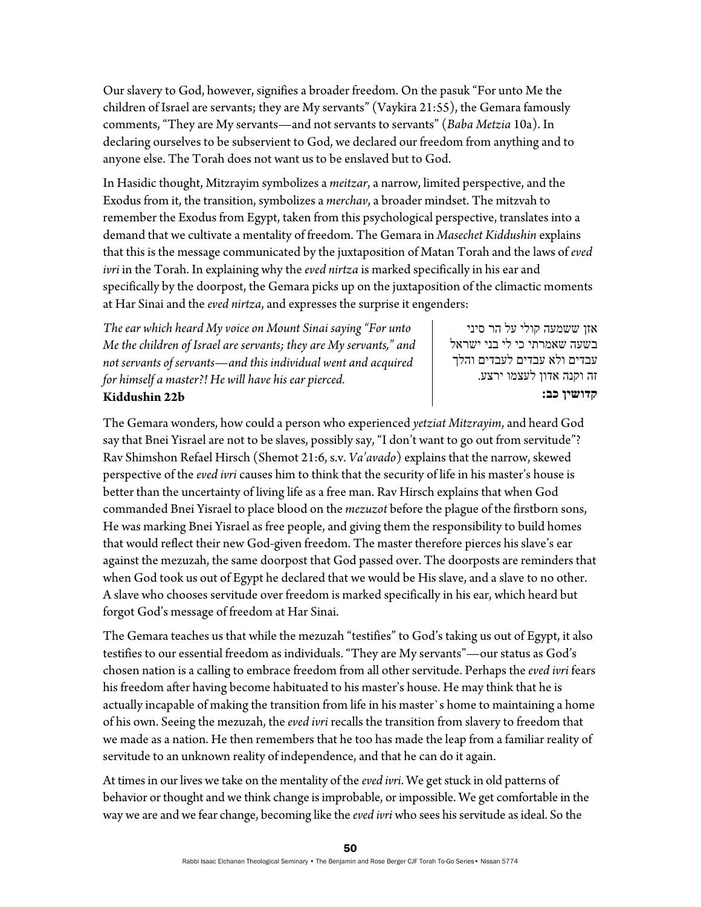Our slavery to God, however, signifies a broader freedom. On the pasuk "For unto Me the children of Israel are servants; they are My servants" (Vaykira 21:55), the Gemara famously comments, "They are My servants—and not servants to servants" (*Baba Metzia* 10a). In declaring ourselves to be subservient to God, we declared our freedom from anything and to anyone else. The Torah does not want us to be enslaved but to God.

In Hasidic thought, Mitzrayim symbolizes a *meitzar*, a narrow, limited perspective, and the Exodus from it, the transition, symbolizes a *merchav*, a broader mindset. The mitzvah to remember the Exodus from Egypt, taken from this psychological perspective, translates into a demand that we cultivate a mentality of freedom. The Gemara in *Masechet Kiddushin* explains that this is the message communicated by the juxtaposition of Matan Torah and the laws of *eved ivri* in the Torah. In explaining why the *eved nirtza* is marked specifically in his ear and specifically by the doorpost, the Gemara picks up on the juxtaposition of the climactic moments at Har Sinai and the *eved nirtza*, and expresses the surprise it engenders:

*The ear which heard My voice on Mount Sinai saying "For unto Me the children of Israel are servants; they are My servants," and not servants of servants—and this individual went and acquired for himself a master?! He will have his ear pierced.*
**Kiddushin 22b**

אזן ששמעה קולי על הר סיני בשעה שאמרתי כי לי בני ישראל עבדים ולא עבדים לעבדים והלך זה וקנה אדון לעצמו ירצע.
**קדושין כב:**

The Gemara wonders, how could a person who experienced *yetziat Mitzrayim*, and heard God say that Bnei Yisrael are not to be slaves, possibly say, "I don't want to go out from servitude"? Rav Shimshon Refael Hirsch (Shemot 21:6, s.v. *Va'avado*) explains that the narrow, skewed perspective of the *eved ivri* causes him to think that the security of life in his master's house is better than the uncertainty of living life as a free man. Rav Hirsch explains that when God commanded Bnei Yisrael to place blood on the *mezuzot* before the plague of the firstborn sons, He was marking Bnei Yisrael as free people, and giving them the responsibility to build homes that would reflect their new God-given freedom. The master therefore pierces his slave's ear against the mezuzah, the same doorpost that God passed over. The doorposts are reminders that when God took us out of Egypt he declared that we would be His slave, and a slave to no other. A slave who chooses servitude over freedom is marked specifically in his ear, which heard but forgot God's message of freedom at Har Sinai.

The Gemara teaches us that while the mezuzah "testifies" to God's taking us out of Egypt, it also testifies to our essential freedom as individuals. "They are My servants"—our status as God's chosen nation is a calling to embrace freedom from all other servitude. Perhaps the *eved ivri* fears his freedom after having become habituated to his master's house. He may think that he is actually incapable of making the transition from life in his master`s home to maintaining a home of his own. Seeing the mezuzah, the *eved ivri* recalls the transition from slavery to freedom that we made as a nation. He then remembers that he too has made the leap from a familiar reality of servitude to an unknown reality of independence, and that he can do it again.

At times in our lives we take on the mentality of the *eved ivri*. We get stuck in old patterns of behavior or thought and we think change is improbable, or impossible. We get comfortable in the way we are and we fear change, becoming like the *eved ivri* who sees his servitude as ideal. So the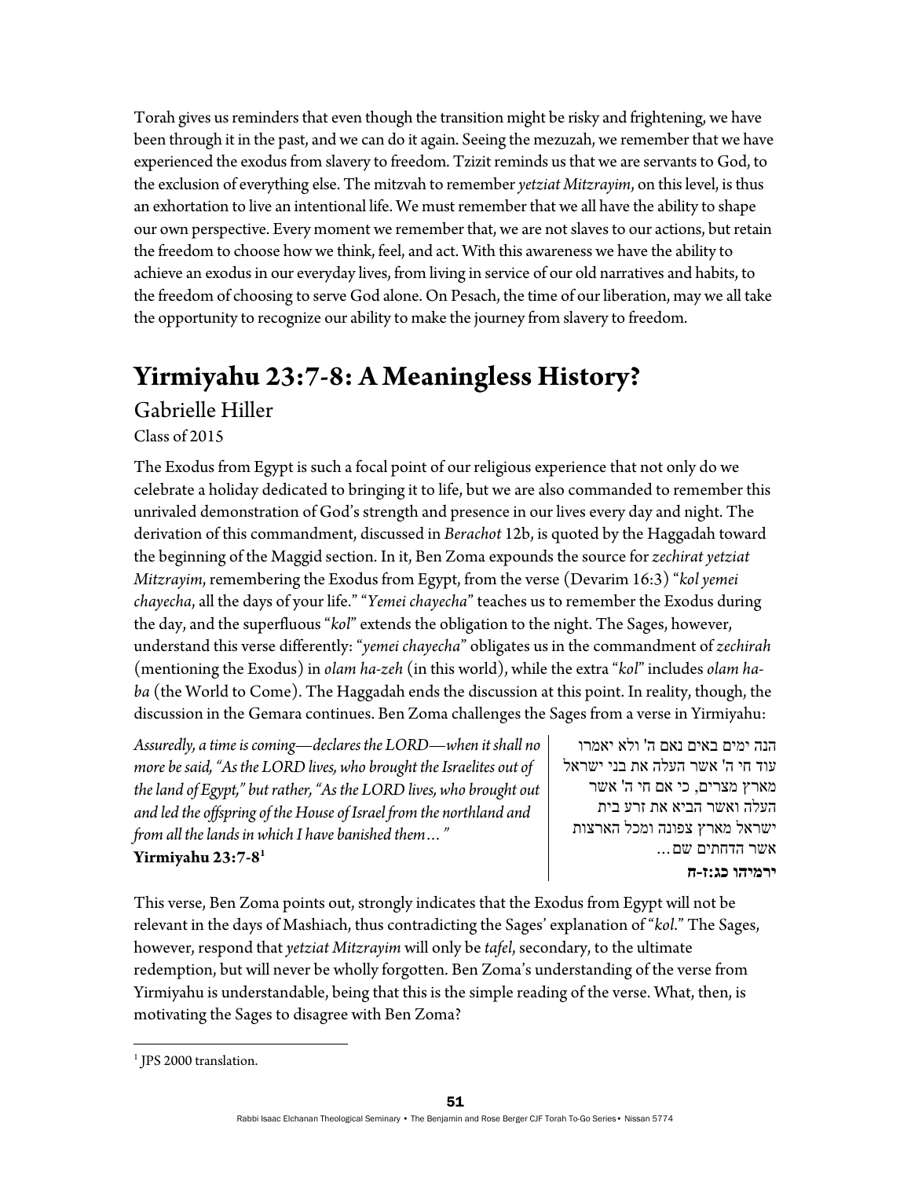Torah gives us reminders that even though the transition might be risky and frightening, we have been through it in the past, and we can do it again. Seeing the mezuzah, we remember that we have experienced the exodus from slavery to freedom. Tzizit reminds us that we are servants to God, to the exclusion of everything else. The mitzvah to remember *yetziat Mitzrayim*, on this level, is thus an exhortation to live an intentional life. We must remember that we all have the ability to shape our own perspective. Every moment we remember that, we are not slaves to our actions, but retain the freedom to choose how we think, feel, and act. With this awareness we have the ability to achieve an exodus in our everyday lives, from living in service of our old narratives and habits, to the freedom of choosing to serve God alone. On Pesach, the time of our liberation, may we all take the opportunity to recognize our ability to make the journey from slavery to freedom.

# Yirmiyahu 23:7-8: A Meaningless History?

## Gabrielle Hiller

Class of 2015

The Exodus from Egypt is such a focal point of our religious experience that not only do we celebrate a holiday dedicated to bringing it to life, but we are also commanded to remember this unrivaled demonstration of God's strength and presence in our lives every day and night. The derivation of this commandment, discussed in *Berachot* 12b, is quoted by the Haggadah toward the beginning of the Maggid section. In it, Ben Zoma expounds the source for *zechirat yetziat Mitzrayim*, remembering the Exodus from Egypt, from the verse (Devarim 16:3) "*kol yemei chayecha*, all the days of your life." "*Yemei chayecha*" teaches us to remember the Exodus during the day, and the superfluous "*kol*" extends the obligation to the night. The Sages, however, understand this verse differently: "*yemei chayecha*" obligates us in the commandment of *zechirah* (mentioning the Exodus) in *olam ha-zeh* (in this world), while the extra "*kol*" includes *olam ha-ba* (the World to Come). The Haggadah ends the discussion at this point. In reality, though, the discussion in the Gemara continues. Ben Zoma challenges the Sages from a verse in Yirmiyahu:

*Assuredly, a time is coming—declares the LORD—when it shall no more be said, "As the LORD lives, who brought the Israelites out of the land of Egypt," but rather, "As the LORD lives, who brought out and led the offspring of the House of Israel from the northland and from all the lands in which I have banished them…"*
**Yirmiyahu 23:7-8**[1]

הנה ימים באים נאם ה' ולא יאמרו עוד חי ה' אשר העלה את בני ישראל מארץ מצרים, כי אם חי ה' אשר העלה ואשר הביא את זרע בית ישראל מארץ צפונה ומכל הארצות אשר הדחתים שם…
**ירמיהו כג:ז-ח**

This verse, Ben Zoma points out, strongly indicates that the Exodus from Egypt will not be relevant in the days of Mashiach, thus contradicting the Sages' explanation of "*kol*." The Sages, however, respond that *yetziat Mitzrayim* will only be *tafel*, secondary, to the ultimate redemption, but will never be wholly forgotten. Ben Zoma's understanding of the verse from Yirmiyahu is understandable, being that this is the simple reading of the verse. What, then, is motivating the Sages to disagree with Ben Zoma?

[1] JPS 2000 translation.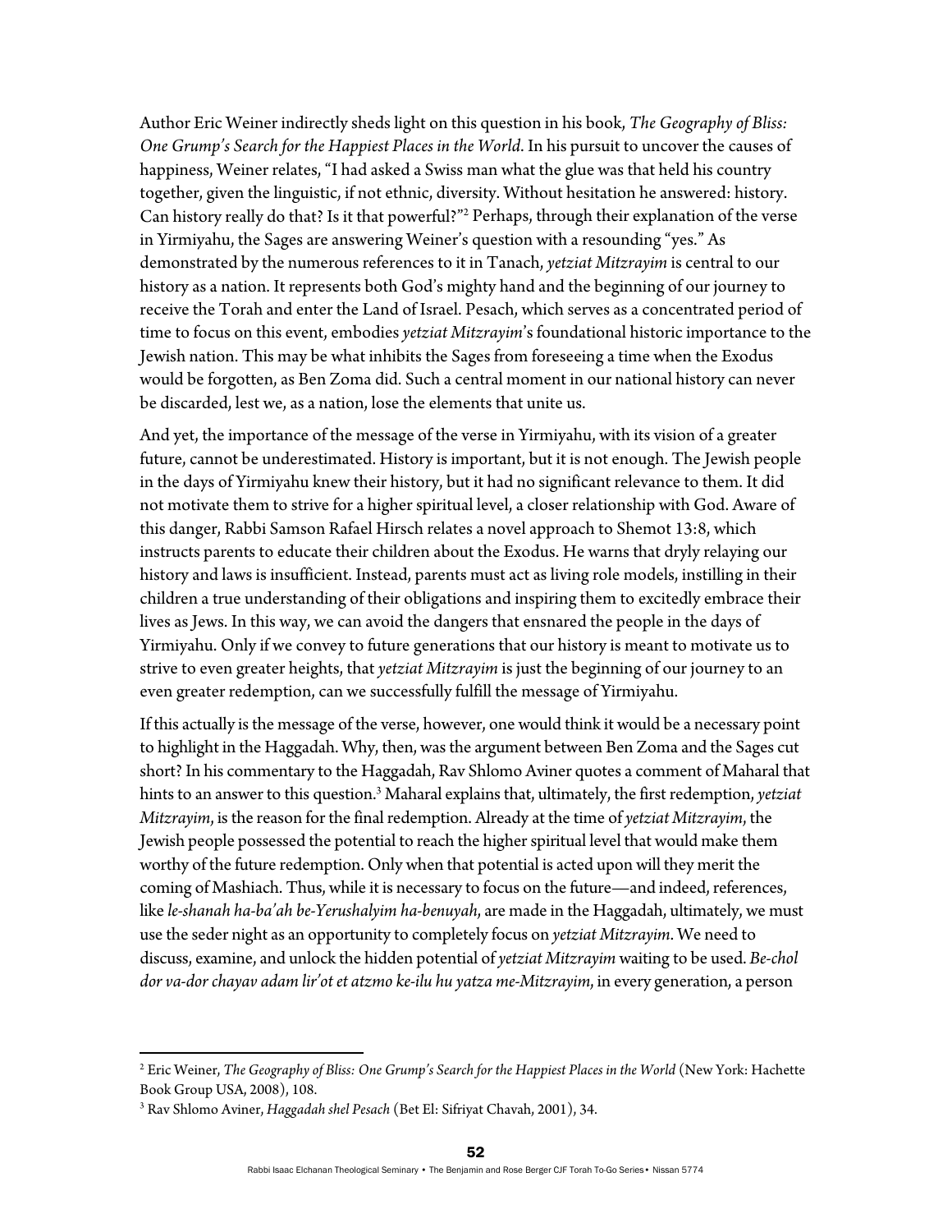Author Eric Weiner indirectly sheds light on this question in his book, *The Geography of Bliss: One Grump's Search for the Happiest Places in the World*. In his pursuit to uncover the causes of happiness, Weiner relates, "I had asked a Swiss man what the glue was that held his country together, given the linguistic, if not ethnic, diversity. Without hesitation he answered: history. Can history really do that? Is it that powerful?"[2] Perhaps, through their explanation of the verse in Yirmiyahu, the Sages are answering Weiner's question with a resounding "yes." As demonstrated by the numerous references to it in Tanach, *yetziat Mitzrayim* is central to our history as a nation. It represents both God's mighty hand and the beginning of our journey to receive the Torah and enter the Land of Israel. Pesach, which serves as a concentrated period of time to focus on this event, embodies *yetziat Mitzrayim*'s foundational historic importance to the Jewish nation. This may be what inhibits the Sages from foreseeing a time when the Exodus would be forgotten, as Ben Zoma did. Such a central moment in our national history can never be discarded, lest we, as a nation, lose the elements that unite us.

And yet, the importance of the message of the verse in Yirmiyahu, with its vision of a greater future, cannot be underestimated. History is important, but it is not enough. The Jewish people in the days of Yirmiyahu knew their history, but it had no significant relevance to them. It did not motivate them to strive for a higher spiritual level, a closer relationship with God. Aware of this danger, Rabbi Samson Rafael Hirsch relates a novel approach to Shemot 13:8, which instructs parents to educate their children about the Exodus. He warns that dryly relaying our history and laws is insufficient. Instead, parents must act as living role models, instilling in their children a true understanding of their obligations and inspiring them to excitedly embrace their lives as Jews. In this way, we can avoid the dangers that ensnared the people in the days of Yirmiyahu. Only if we convey to future generations that our history is meant to motivate us to strive to even greater heights, that *yetziat Mitzrayim* is just the beginning of our journey to an even greater redemption, can we successfully fulfill the message of Yirmiyahu.

If this actually is the message of the verse, however, one would think it would be a necessary point to highlight in the Haggadah. Why, then, was the argument between Ben Zoma and the Sages cut short? In his commentary to the Haggadah, Rav Shlomo Aviner quotes a comment of Maharal that hints to an answer to this question.[3] Maharal explains that, ultimately, the first redemption, *yetziat Mitzrayim*, is the reason for the final redemption. Already at the time of *yetziat Mitzrayim*, the Jewish people possessed the potential to reach the higher spiritual level that would make them worthy of the future redemption. Only when that potential is acted upon will they merit the coming of Mashiach. Thus, while it is necessary to focus on the future—and indeed, references, like *le-shanah ha-ba'ah be-Yerushalyim ha-benuyah*, are made in the Haggadah, ultimately, we must use the seder night as an opportunity to completely focus on *yetziat Mitzrayim*. We need to discuss, examine, and unlock the hidden potential of *yetziat Mitzrayim* waiting to be used. *Be-chol dor va-dor chayav adam lir'ot et atzmo ke-ilu hu yatza me-Mitzrayim*, in every generation, a person

---

[2] Eric Weiner, *The Geography of Bliss: One Grump's Search for the Happiest Places in the World* (New York: Hachette Book Group USA, 2008), 108.

[3] Rav Shlomo Aviner, *Haggadah shel Pesach* (Bet El: Sifriyat Chavah, 2001), 34.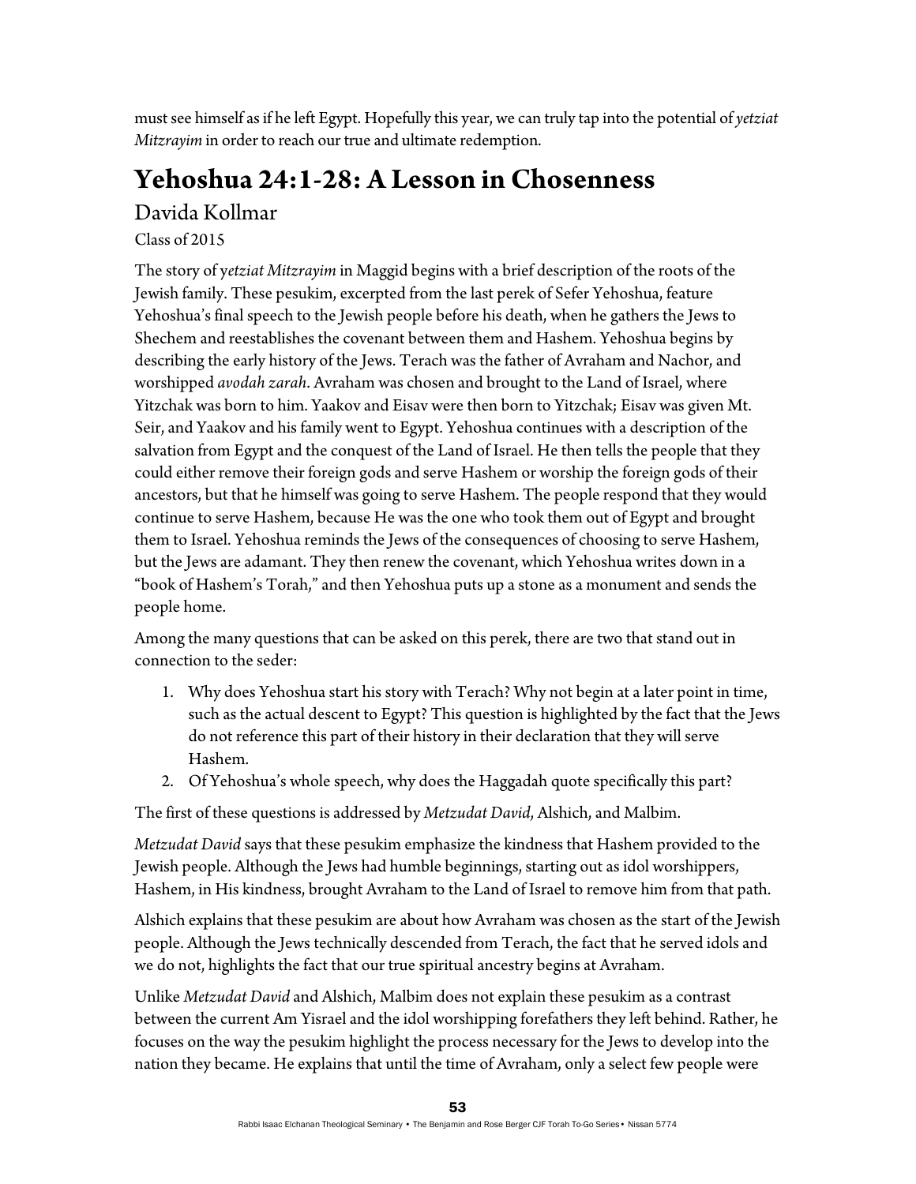must see himself as if he left Egypt. Hopefully this year, we can truly tap into the potential of *yetziat Mitzrayim* in order to reach our true and ultimate redemption.

# Yehoshua 24:1-28: A Lesson in Chosenness

## Davida Kollmar

Class of 2015

The story of y*etziat Mitzrayim* in Maggid begins with a brief description of the roots of the Jewish family. These pesukim, excerpted from the last perek of Sefer Yehoshua, feature Yehoshua's final speech to the Jewish people before his death, when he gathers the Jews to Shechem and reestablishes the covenant between them and Hashem. Yehoshua begins by describing the early history of the Jews. Terach was the father of Avraham and Nachor, and worshipped *avodah zarah*. Avraham was chosen and brought to the Land of Israel, where Yitzchak was born to him. Yaakov and Eisav were then born to Yitzchak; Eisav was given Mt. Seir, and Yaakov and his family went to Egypt. Yehoshua continues with a description of the salvation from Egypt and the conquest of the Land of Israel. He then tells the people that they could either remove their foreign gods and serve Hashem or worship the foreign gods of their ancestors, but that he himself was going to serve Hashem. The people respond that they would continue to serve Hashem, because He was the one who took them out of Egypt and brought them to Israel. Yehoshua reminds the Jews of the consequences of choosing to serve Hashem, but the Jews are adamant. They then renew the covenant, which Yehoshua writes down in a "book of Hashem's Torah," and then Yehoshua puts up a stone as a monument and sends the people home.

Among the many questions that can be asked on this perek, there are two that stand out in connection to the seder:

1. Why does Yehoshua start his story with Terach? Why not begin at a later point in time, such as the actual descent to Egypt? This question is highlighted by the fact that the Jews do not reference this part of their history in their declaration that they will serve Hashem.
2. Of Yehoshua's whole speech, why does the Haggadah quote specifically this part?

The first of these questions is addressed by *Metzudat David*, Alshich, and Malbim.

*Metzudat David* says that these pesukim emphasize the kindness that Hashem provided to the Jewish people. Although the Jews had humble beginnings, starting out as idol worshippers, Hashem, in His kindness, brought Avraham to the Land of Israel to remove him from that path.

Alshich explains that these pesukim are about how Avraham was chosen as the start of the Jewish people. Although the Jews technically descended from Terach, the fact that he served idols and we do not, highlights the fact that our true spiritual ancestry begins at Avraham.

Unlike *Metzudat David* and Alshich, Malbim does not explain these pesukim as a contrast between the current Am Yisrael and the idol worshipping forefathers they left behind. Rather, he focuses on the way the pesukim highlight the process necessary for the Jews to develop into the nation they became. He explains that until the time of Avraham, only a select few people were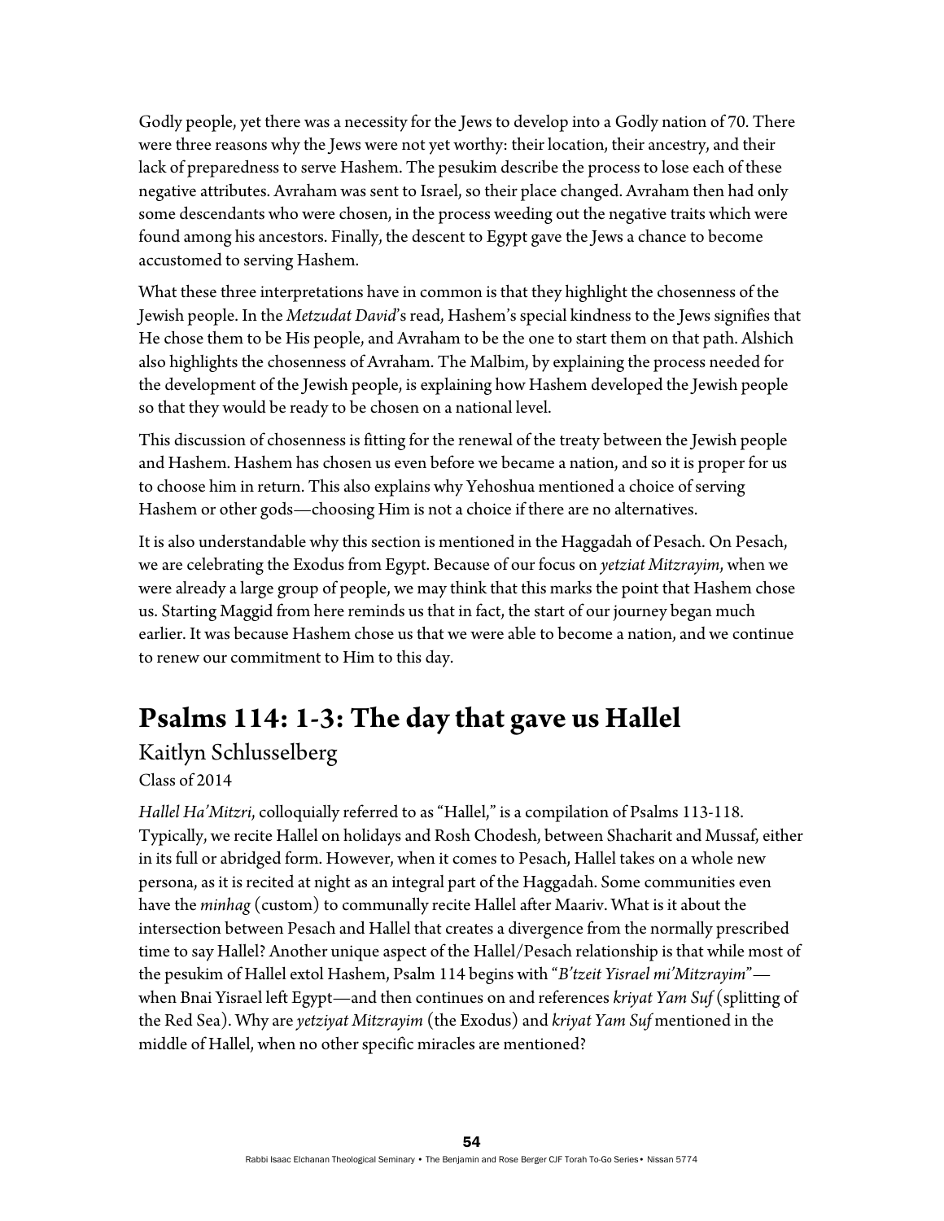Godly people, yet there was a necessity for the Jews to develop into a Godly nation of 70. There were three reasons why the Jews were not yet worthy: their location, their ancestry, and their lack of preparedness to serve Hashem. The pesukim describe the process to lose each of these negative attributes. Avraham was sent to Israel, so their place changed. Avraham then had only some descendants who were chosen, in the process weeding out the negative traits which were found among his ancestors. Finally, the descent to Egypt gave the Jews a chance to become accustomed to serving Hashem.

What these three interpretations have in common is that they highlight the chosenness of the Jewish people. In the *Metzudat David*'s read, Hashem's special kindness to the Jews signifies that He chose them to be His people, and Avraham to be the one to start them on that path. Alshich also highlights the chosenness of Avraham. The Malbim, by explaining the process needed for the development of the Jewish people, is explaining how Hashem developed the Jewish people so that they would be ready to be chosen on a national level.

This discussion of chosenness is fitting for the renewal of the treaty between the Jewish people and Hashem. Hashem has chosen us even before we became a nation, and so it is proper for us to choose him in return. This also explains why Yehoshua mentioned a choice of serving Hashem or other gods—choosing Him is not a choice if there are no alternatives.

It is also understandable why this section is mentioned in the Haggadah of Pesach. On Pesach, we are celebrating the Exodus from Egypt. Because of our focus on *yetziat Mitzrayim*, when we were already a large group of people, we may think that this marks the point that Hashem chose us. Starting Maggid from here reminds us that in fact, the start of our journey began much earlier. It was because Hashem chose us that we were able to become a nation, and we continue to renew our commitment to Him to this day.

## Psalms 114: 1-3: The day that gave us Hallel

Kaitlyn Schlusselberg

Class of 2014

*Hallel Ha'Mitzri*, colloquially referred to as "Hallel," is a compilation of Psalms 113-118. Typically, we recite Hallel on holidays and Rosh Chodesh, between Shacharit and Mussaf, either in its full or abridged form. However, when it comes to Pesach, Hallel takes on a whole new persona, as it is recited at night as an integral part of the Haggadah. Some communities even have the *minhag* (custom) to communally recite Hallel after Maariv. What is it about the intersection between Pesach and Hallel that creates a divergence from the normally prescribed time to say Hallel? Another unique aspect of the Hallel/Pesach relationship is that while most of the pesukim of Hallel extol Hashem, Psalm 114 begins with "*B'tzeit Yisrael mi'Mitzrayim*"—when Bnai Yisrael left Egypt—and then continues on and references *kriyat Yam Suf* (splitting of the Red Sea). Why are *yetziyat Mitzrayim* (the Exodus) and *kriyat Yam Suf* mentioned in the middle of Hallel, when no other specific miracles are mentioned?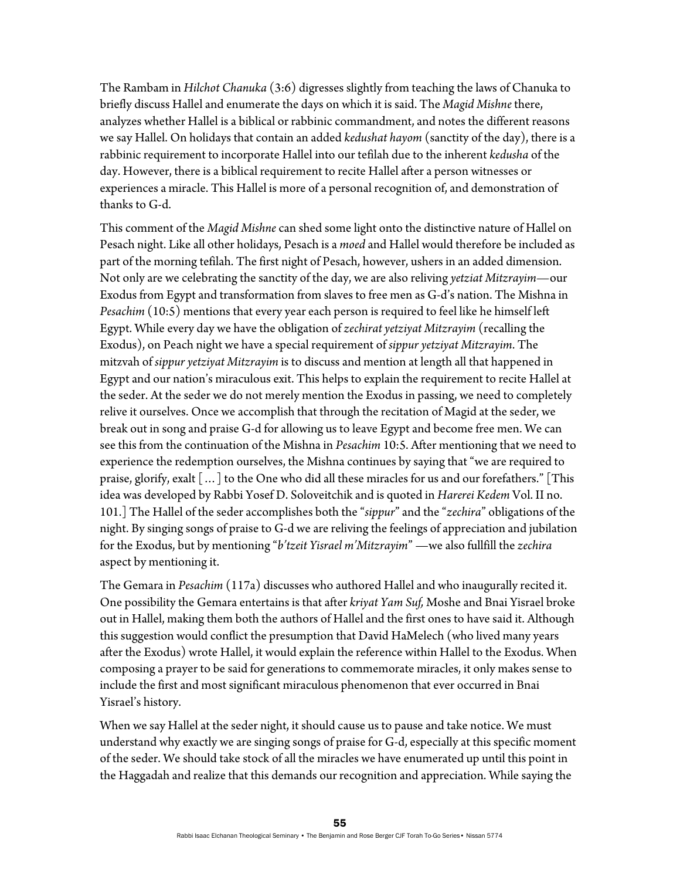The Rambam in *Hilchot Chanuka* (3:6) digresses slightly from teaching the laws of Chanuka to briefly discuss Hallel and enumerate the days on which it is said. The *Magid Mishne* there, analyzes whether Hallel is a biblical or rabbinic commandment, and notes the different reasons we say Hallel. On holidays that contain an added *kedushat hayom* (sanctity of the day), there is a rabbinic requirement to incorporate Hallel into our tefilah due to the inherent *kedusha* of the day. However, there is a biblical requirement to recite Hallel after a person witnesses or experiences a miracle. This Hallel is more of a personal recognition of, and demonstration of thanks to G-d.

This comment of the *Magid Mishne* can shed some light onto the distinctive nature of Hallel on Pesach night. Like all other holidays, Pesach is a *moed* and Hallel would therefore be included as part of the morning tefilah. The first night of Pesach, however, ushers in an added dimension. Not only are we celebrating the sanctity of the day, we are also reliving *yetziat Mitzrayim*—our Exodus from Egypt and transformation from slaves to free men as G-d's nation. The Mishna in *Pesachim* (10:5) mentions that every year each person is required to feel like he himself left Egypt. While every day we have the obligation of *zechirat yetziyat Mitzrayim* (recalling the Exodus), on Peach night we have a special requirement of *sippur yetziyat Mitzrayim*. The mitzvah of *sippur yetziyat Mitzrayim* is to discuss and mention at length all that happened in Egypt and our nation's miraculous exit. This helps to explain the requirement to recite Hallel at the seder. At the seder we do not merely mention the Exodus in passing, we need to completely relive it ourselves. Once we accomplish that through the recitation of Magid at the seder, we break out in song and praise G-d for allowing us to leave Egypt and become free men. We can see this from the continuation of the Mishna in *Pesachim* 10:5. After mentioning that we need to experience the redemption ourselves, the Mishna continues by saying that "we are required to praise, glorify, exalt [ … ] to the One who did all these miracles for us and our forefathers." [This idea was developed by Rabbi Yosef D. Soloveitchik and is quoted in *Harerei Kedem* Vol. II no. 101.] The Hallel of the seder accomplishes both the "*sippur*" and the "*zechira*" obligations of the night. By singing songs of praise to G-d we are reliving the feelings of appreciation and jubilation for the Exodus, but by mentioning "*b'tzeit Yisrael m'Mitzrayim*" —we also fullfill the *zechira* aspect by mentioning it.

The Gemara in *Pesachim* (117a) discusses who authored Hallel and who inaugurally recited it. One possibility the Gemara entertains is that after *kriyat Yam Suf,* Moshe and Bnai Yisrael broke out in Hallel, making them both the authors of Hallel and the first ones to have said it. Although this suggestion would conflict the presumption that David HaMelech (who lived many years after the Exodus) wrote Hallel, it would explain the reference within Hallel to the Exodus. When composing a prayer to be said for generations to commemorate miracles, it only makes sense to include the first and most significant miraculous phenomenon that ever occurred in Bnai Yisrael's history.

When we say Hallel at the seder night, it should cause us to pause and take notice. We must understand why exactly we are singing songs of praise for G-d, especially at this specific moment of the seder. We should take stock of all the miracles we have enumerated up until this point in the Haggadah and realize that this demands our recognition and appreciation. While saying the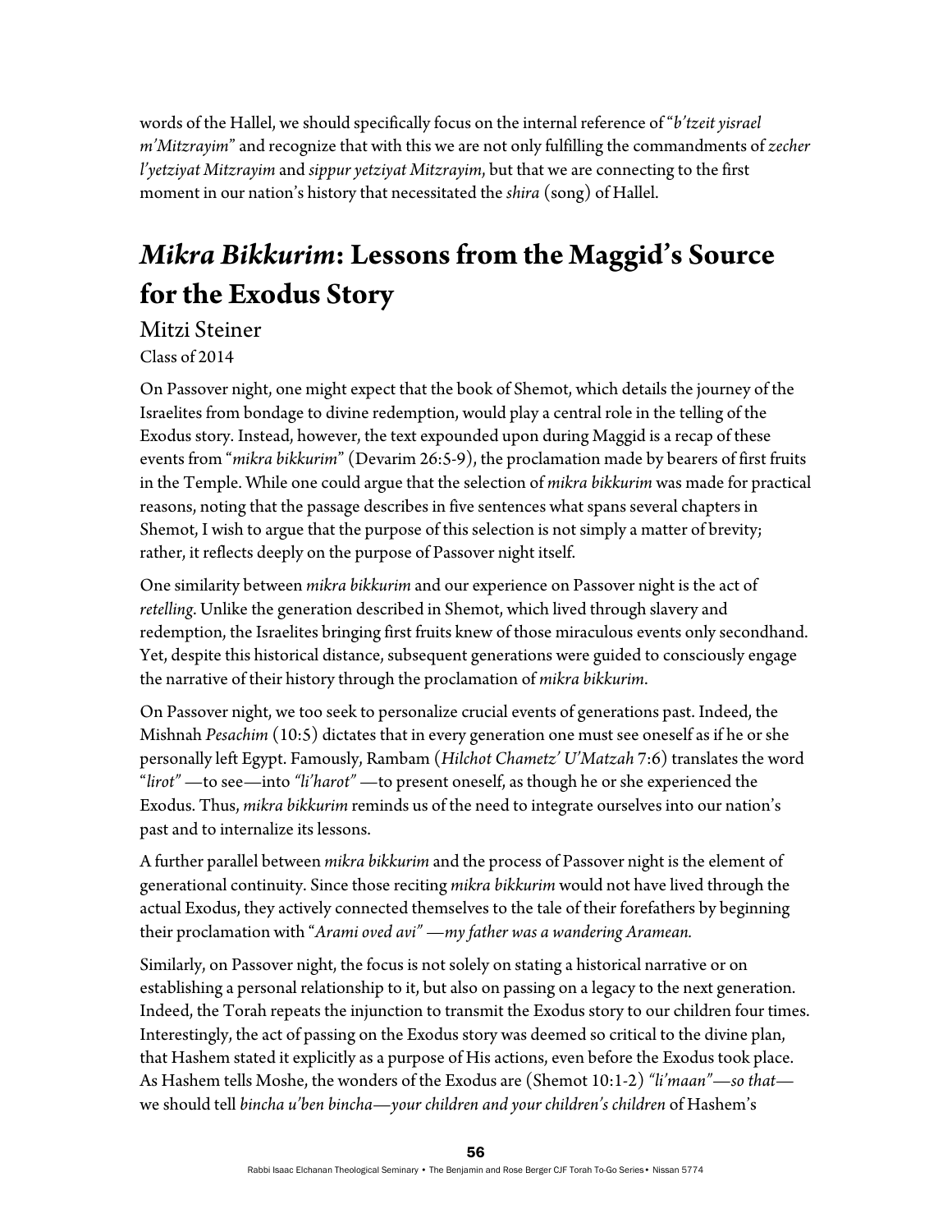words of the Hallel, we should specifically focus on the internal reference of "*b'tzeit yisrael m'Mitzrayim*" and recognize that with this we are not only fulfilling the commandments of *zecher l'yetziyat Mitzrayim* and *sippur yetziyat Mitzrayim*, but that we are connecting to the first moment in our nation's history that necessitated the *shira* (song) of Hallel.

# *Mikra Bikkurim*: Lessons from the Maggid's Source for the Exodus Story

Mitzi Steiner

Class of 2014

On Passover night, one might expect that the book of Shemot, which details the journey of the Israelites from bondage to divine redemption, would play a central role in the telling of the Exodus story. Instead, however, the text expounded upon during Maggid is a recap of these events from "*mikra bikkurim*" (Devarim 26:5-9), the proclamation made by bearers of first fruits in the Temple. While one could argue that the selection of *mikra bikkurim* was made for practical reasons, noting that the passage describes in five sentences what spans several chapters in Shemot, I wish to argue that the purpose of this selection is not simply a matter of brevity; rather, it reflects deeply on the purpose of Passover night itself.

One similarity between *mikra bikkurim* and our experience on Passover night is the act of *retelling*. Unlike the generation described in Shemot, which lived through slavery and redemption, the Israelites bringing first fruits knew of those miraculous events only secondhand. Yet, despite this historical distance, subsequent generations were guided to consciously engage the narrative of their history through the proclamation of *mikra bikkurim*.

On Passover night, we too seek to personalize crucial events of generations past. Indeed, the Mishnah *Pesachim* (10:5) dictates that in every generation one must see oneself as if he or she personally left Egypt. Famously, Rambam (*Hilchot Chametz' U'Matzah* 7:6) translates the word "*lirot*" —to see—into *"li'harot"* —to present oneself, as though he or she experienced the Exodus. Thus, *mikra bikkurim* reminds us of the need to integrate ourselves into our nation's past and to internalize its lessons.

A further parallel between *mikra bikkurim* and the process of Passover night is the element of generational continuity. Since those reciting *mikra bikkurim* would not have lived through the actual Exodus, they actively connected themselves to the tale of their forefathers by beginning their proclamation with "*Arami oved avi" —my father was a wandering Aramean.*

Similarly, on Passover night, the focus is not solely on stating a historical narrative or on establishing a personal relationship to it, but also on passing on a legacy to the next generation. Indeed, the Torah repeats the injunction to transmit the Exodus story to our children four times. Interestingly, the act of passing on the Exodus story was deemed so critical to the divine plan, that Hashem stated it explicitly as a purpose of His actions, even before the Exodus took place. As Hashem tells Moshe, the wonders of the Exodus are (Shemot 10:1-2) *"li'maan"—so that*— we should tell *bincha u'ben bincha—your children and your children's children* of Hashem's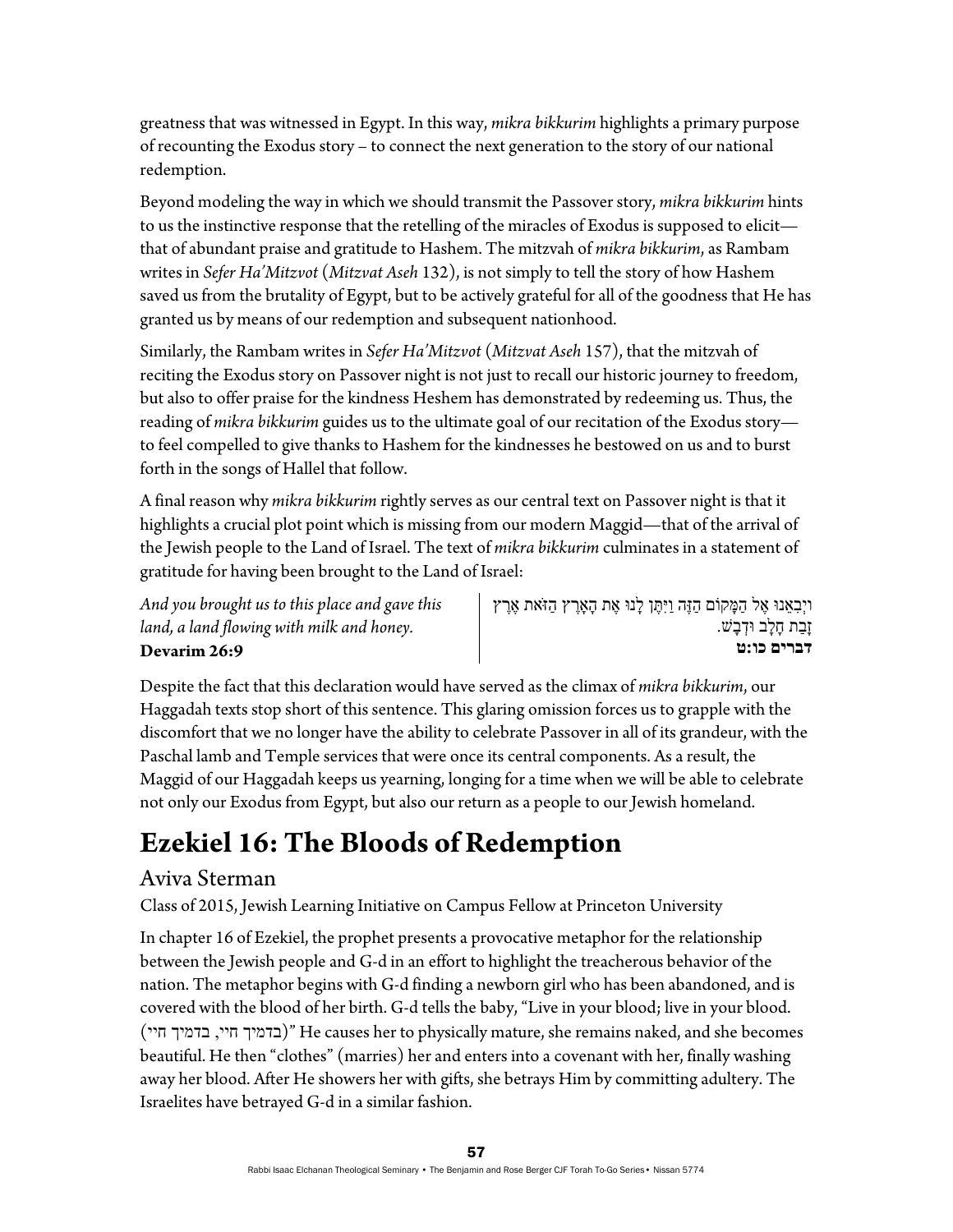greatness that was witnessed in Egypt. In this way, *mikra bikkurim* highlights a primary purpose of recounting the Exodus story – to connect the next generation to the story of our national redemption.

Beyond modeling the way in which we should transmit the Passover story, *mikra bikkurim* hints to us the instinctive response that the retelling of the miracles of Exodus is supposed to elicit—that of abundant praise and gratitude to Hashem. The mitzvah of *mikra bikkurim*, as Rambam writes in *Sefer Ha'Mitzvot* (*Mitzvat Aseh* 132), is not simply to tell the story of how Hashem saved us from the brutality of Egypt, but to be actively grateful for all of the goodness that He has granted us by means of our redemption and subsequent nationhood.

Similarly, the Rambam writes in *Sefer Ha'Mitzvot* (*Mitzvat Aseh* 157), that the mitzvah of reciting the Exodus story on Passover night is not just to recall our historic journey to freedom, but also to offer praise for the kindness Heshem has demonstrated by redeeming us. Thus, the reading of *mikra bikkurim* guides us to the ultimate goal of our recitation of the Exodus story—to feel compelled to give thanks to Hashem for the kindnesses he bestowed on us and to burst forth in the songs of Hallel that follow.

A final reason why *mikra bikkurim* rightly serves as our central text on Passover night is that it highlights a crucial plot point which is missing from our modern Maggid—that of the arrival of the Jewish people to the Land of Israel. The text of *mikra bikkurim* culminates in a statement of gratitude for having been brought to the Land of Israel:

| | |
|---|---|
| *And you brought us to this place and gave this land, a land flowing with milk and honey.* **Devarim 26:9** | וַיְבִאֵנוּ אֶל הַמָּקוֹם הַזֶּה וַיִּתֶּן לָנוּ אֶת הָאָרֶץ הַזֹּאת אֶרֶץ זָבַת חָלָב וּדְבָשׁ. **דברים כו:ט** |

Despite the fact that this declaration would have served as the climax of *mikra bikkurim*, our Haggadah texts stop short of this sentence. This glaring omission forces us to grapple with the discomfort that we no longer have the ability to celebrate Passover in all of its grandeur, with the Paschal lamb and Temple services that were once its central components. As a result, the Maggid of our Haggadah keeps us yearning, longing for a time when we will be able to celebrate not only our Exodus from Egypt, but also our return as a people to our Jewish homeland.

# Ezekiel 16: The Bloods of Redemption

## Aviva Sterman

Class of 2015, Jewish Learning Initiative on Campus Fellow at Princeton University

In chapter 16 of Ezekiel, the prophet presents a provocative metaphor for the relationship between the Jewish people and G-d in an effort to highlight the treacherous behavior of the nation. The metaphor begins with G-d finding a newborn girl who has been abandoned, and is covered with the blood of her birth. G-d tells the baby, "Live in your blood; live in your blood. (בדמיך חיי, בדמיך חיי)" He causes her to physically mature, she remains naked, and she becomes beautiful. He then "clothes" (marries) her and enters into a covenant with her, finally washing away her blood. After He showers her with gifts, she betrays Him by committing adultery. The Israelites have betrayed G-d in a similar fashion.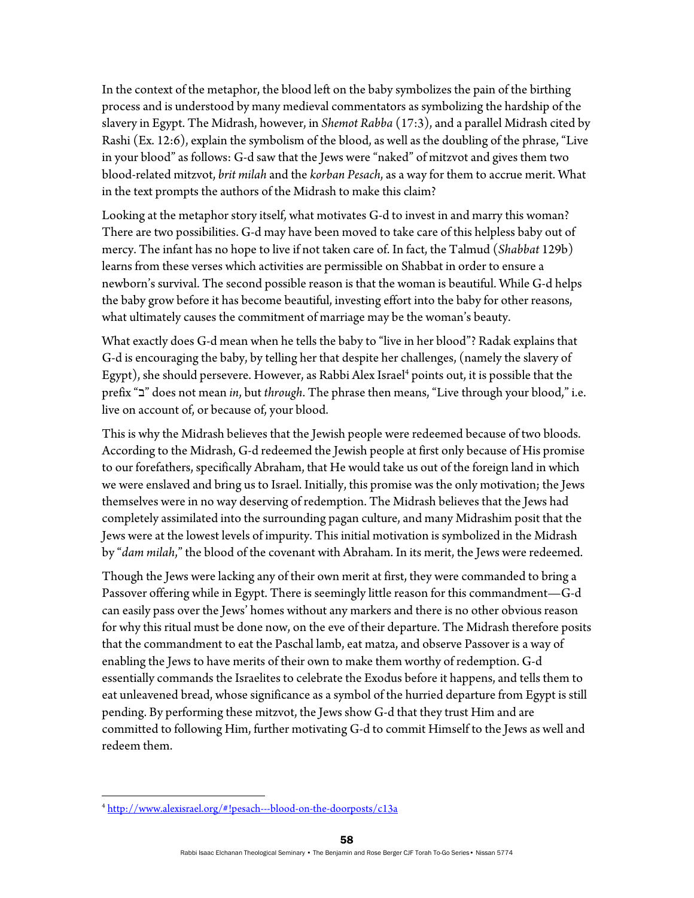In the context of the metaphor, the blood left on the baby symbolizes the pain of the birthing process and is understood by many medieval commentators as symbolizing the hardship of the slavery in Egypt. The Midrash, however, in *Shemot Rabba* (17:3), and a parallel Midrash cited by Rashi (Ex. 12:6), explain the symbolism of the blood, as well as the doubling of the phrase, "Live in your blood" as follows: G-d saw that the Jews were "naked" of mitzvot and gives them two blood-related mitzvot, *brit milah* and the *korban Pesach*, as a way for them to accrue merit. What in the text prompts the authors of the Midrash to make this claim?

Looking at the metaphor story itself, what motivates G-d to invest in and marry this woman? There are two possibilities. G-d may have been moved to take care of this helpless baby out of mercy. The infant has no hope to live if not taken care of. In fact, the Talmud (*Shabbat* 129b) learns from these verses which activities are permissible on Shabbat in order to ensure a newborn's survival. The second possible reason is that the woman is beautiful. While G-d helps the baby grow before it has become beautiful, investing effort into the baby for other reasons, what ultimately causes the commitment of marriage may be the woman's beauty.

What exactly does G-d mean when he tells the baby to "live in her blood"? Radak explains that G-d is encouraging the baby, by telling her that despite her challenges, (namely the slavery of Egypt), she should persevere. However, as Rabbi Alex Israel[4] points out, it is possible that the prefix "ב" does not mean *in*, but *through*. The phrase then means, "Live through your blood," i.e. live on account of, or because of, your blood.

This is why the Midrash believes that the Jewish people were redeemed because of two bloods. According to the Midrash, G-d redeemed the Jewish people at first only because of His promise to our forefathers, specifically Abraham, that He would take us out of the foreign land in which we were enslaved and bring us to Israel. Initially, this promise was the only motivation; the Jews themselves were in no way deserving of redemption. The Midrash believes that the Jews had completely assimilated into the surrounding pagan culture, and many Midrashim posit that the Jews were at the lowest levels of impurity. This initial motivation is symbolized in the Midrash by "*dam milah*," the blood of the covenant with Abraham. In its merit, the Jews were redeemed.

Though the Jews were lacking any of their own merit at first, they were commanded to bring a Passover offering while in Egypt. There is seemingly little reason for this commandment—G-d can easily pass over the Jews' homes without any markers and there is no other obvious reason for why this ritual must be done now, on the eve of their departure. The Midrash therefore posits that the commandment to eat the Paschal lamb, eat matza, and observe Passover is a way of enabling the Jews to have merits of their own to make them worthy of redemption. G-d essentially commands the Israelites to celebrate the Exodus before it happens, and tells them to eat unleavened bread, whose significance as a symbol of the hurried departure from Egypt is still pending. By performing these mitzvot, the Jews show G-d that they trust Him and are committed to following Him, further motivating G-d to commit Himself to the Jews as well and redeem them.

---

[4] http://www.alexisrael.org/#!pesach---blood-on-the-doorposts/c13a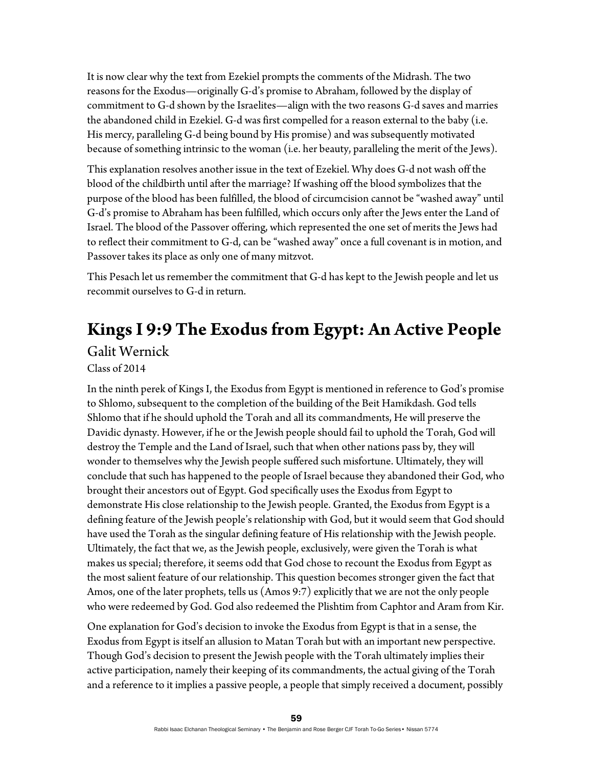It is now clear why the text from Ezekiel prompts the comments of the Midrash. The two reasons for the Exodus—originally G-d's promise to Abraham, followed by the display of commitment to G-d shown by the Israelites—align with the two reasons G-d saves and marries the abandoned child in Ezekiel. G-d was first compelled for a reason external to the baby (i.e. His mercy, paralleling G-d being bound by His promise) and was subsequently motivated because of something intrinsic to the woman (i.e. her beauty, paralleling the merit of the Jews).

This explanation resolves another issue in the text of Ezekiel. Why does G-d not wash off the blood of the childbirth until after the marriage? If washing off the blood symbolizes that the purpose of the blood has been fulfilled, the blood of circumcision cannot be "washed away" until G-d's promise to Abraham has been fulfilled, which occurs only after the Jews enter the Land of Israel. The blood of the Passover offering, which represented the one set of merits the Jews had to reflect their commitment to G-d, can be "washed away" once a full covenant is in motion, and Passover takes its place as only one of many mitzvot.

This Pesach let us remember the commitment that G-d has kept to the Jewish people and let us recommit ourselves to G-d in return.

# Kings I 9:9 The Exodus from Egypt: An Active People

## Galit Wernick

Class of 2014

In the ninth perek of Kings I, the Exodus from Egypt is mentioned in reference to God's promise to Shlomo, subsequent to the completion of the building of the Beit Hamikdash. God tells Shlomo that if he should uphold the Torah and all its commandments, He will preserve the Davidic dynasty. However, if he or the Jewish people should fail to uphold the Torah, God will destroy the Temple and the Land of Israel, such that when other nations pass by, they will wonder to themselves why the Jewish people suffered such misfortune. Ultimately, they will conclude that such has happened to the people of Israel because they abandoned their God, who brought their ancestors out of Egypt. God specifically uses the Exodus from Egypt to demonstrate His close relationship to the Jewish people. Granted, the Exodus from Egypt is a defining feature of the Jewish people's relationship with God, but it would seem that God should have used the Torah as the singular defining feature of His relationship with the Jewish people. Ultimately, the fact that we, as the Jewish people, exclusively, were given the Torah is what makes us special; therefore, it seems odd that God chose to recount the Exodus from Egypt as the most salient feature of our relationship. This question becomes stronger given the fact that Amos, one of the later prophets, tells us (Amos 9:7) explicitly that we are not the only people who were redeemed by God. God also redeemed the Plishtim from Caphtor and Aram from Kir.

One explanation for God's decision to invoke the Exodus from Egypt is that in a sense, the Exodus from Egypt is itself an allusion to Matan Torah but with an important new perspective. Though God's decision to present the Jewish people with the Torah ultimately implies their active participation, namely their keeping of its commandments, the actual giving of the Torah and a reference to it implies a passive people, a people that simply received a document, possibly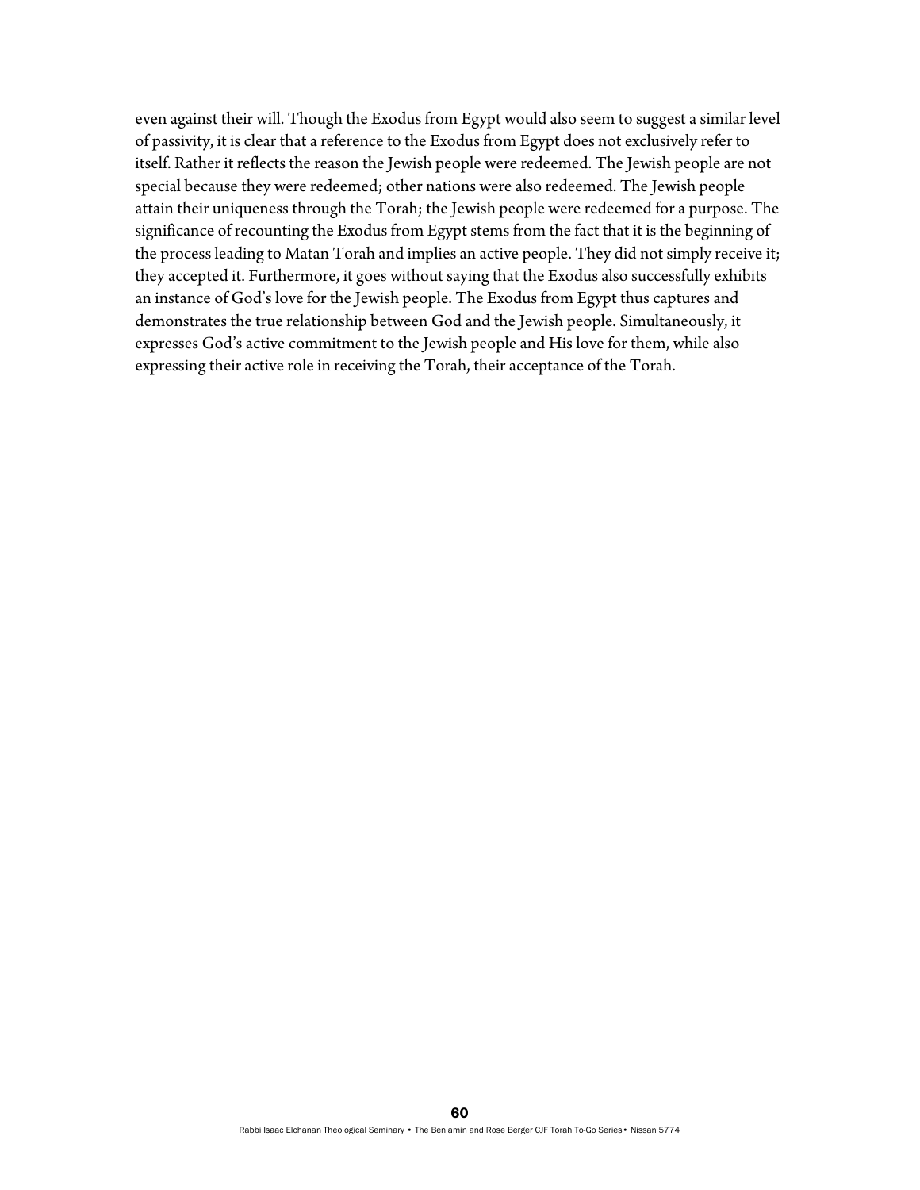even against their will. Though the Exodus from Egypt would also seem to suggest a similar level of passivity, it is clear that a reference to the Exodus from Egypt does not exclusively refer to itself. Rather it reflects the reason the Jewish people were redeemed. The Jewish people are not special because they were redeemed; other nations were also redeemed. The Jewish people attain their uniqueness through the Torah; the Jewish people were redeemed for a purpose. The significance of recounting the Exodus from Egypt stems from the fact that it is the beginning of the process leading to Matan Torah and implies an active people. They did not simply receive it; they accepted it. Furthermore, it goes without saying that the Exodus also successfully exhibits an instance of God's love for the Jewish people. The Exodus from Egypt thus captures and demonstrates the true relationship between God and the Jewish people. Simultaneously, it expresses God's active commitment to the Jewish people and His love for them, while also expressing their active role in receiving the Torah, their acceptance of the Torah.